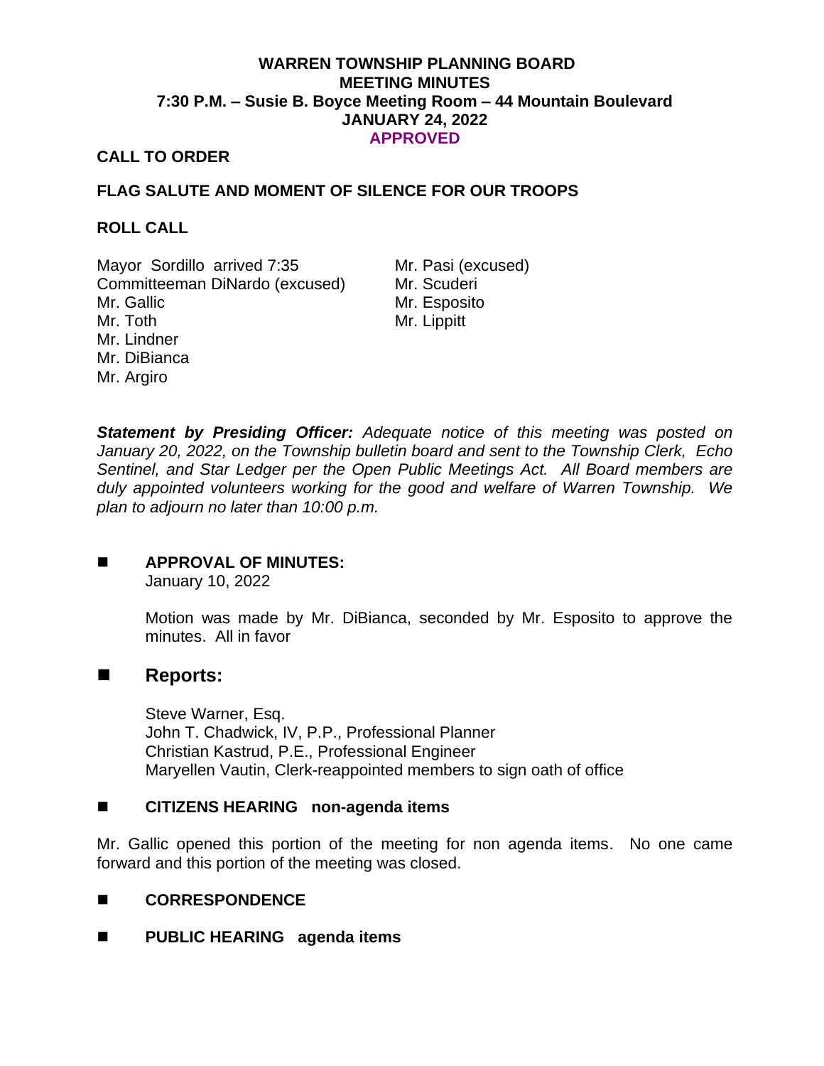**WARREN TOWNSHIP PLANNING BOARD**
**MEETING MINUTES**
**7:30 P.M. – Susie B. Boyce Meeting Room – 44 Mountain Boulevard**
**JANUARY 24, 2022**
**APPROVED**

## CALL TO ORDER

## FLAG SALUTE AND MOMENT OF SILENCE FOR OUR TROOPS

## ROLL CALL

Mayor Sordillo arrived 7:35
Committeeman DiNardo (excused)
Mr. Gallic
Mr. Toth
Mr. Lindner
Mr. DiBianca
Mr. Argiro
Mr. Pasi (excused)
Mr. Scuderi
Mr. Esposito
Mr. Lippitt

***Statement by Presiding Officer:*** *Adequate notice of this meeting was posted on January 20, 2022, on the Township bulletin board and sent to the Township Clerk, Echo Sentinel, and Star Ledger per the Open Public Meetings Act. All Board members are duly appointed volunteers working for the good and welfare of Warren Township. We plan to adjourn no later than 10:00 p.m.*

- **APPROVAL OF MINUTES:**
  January 10, 2022

  Motion was made by Mr. DiBianca, seconded by Mr. Esposito to approve the minutes. All in favor

- **Reports:**

  Steve Warner, Esq.
  John T. Chadwick, IV, P.P., Professional Planner
  Christian Kastrud, P.E., Professional Engineer
  Maryellen Vautin, Clerk-reappointed members to sign oath of office

- **CITIZENS HEARING non-agenda items**

Mr. Gallic opened this portion of the meeting for non agenda items. No one came forward and this portion of the meeting was closed.

- **CORRESPONDENCE**

- **PUBLIC HEARING agenda items**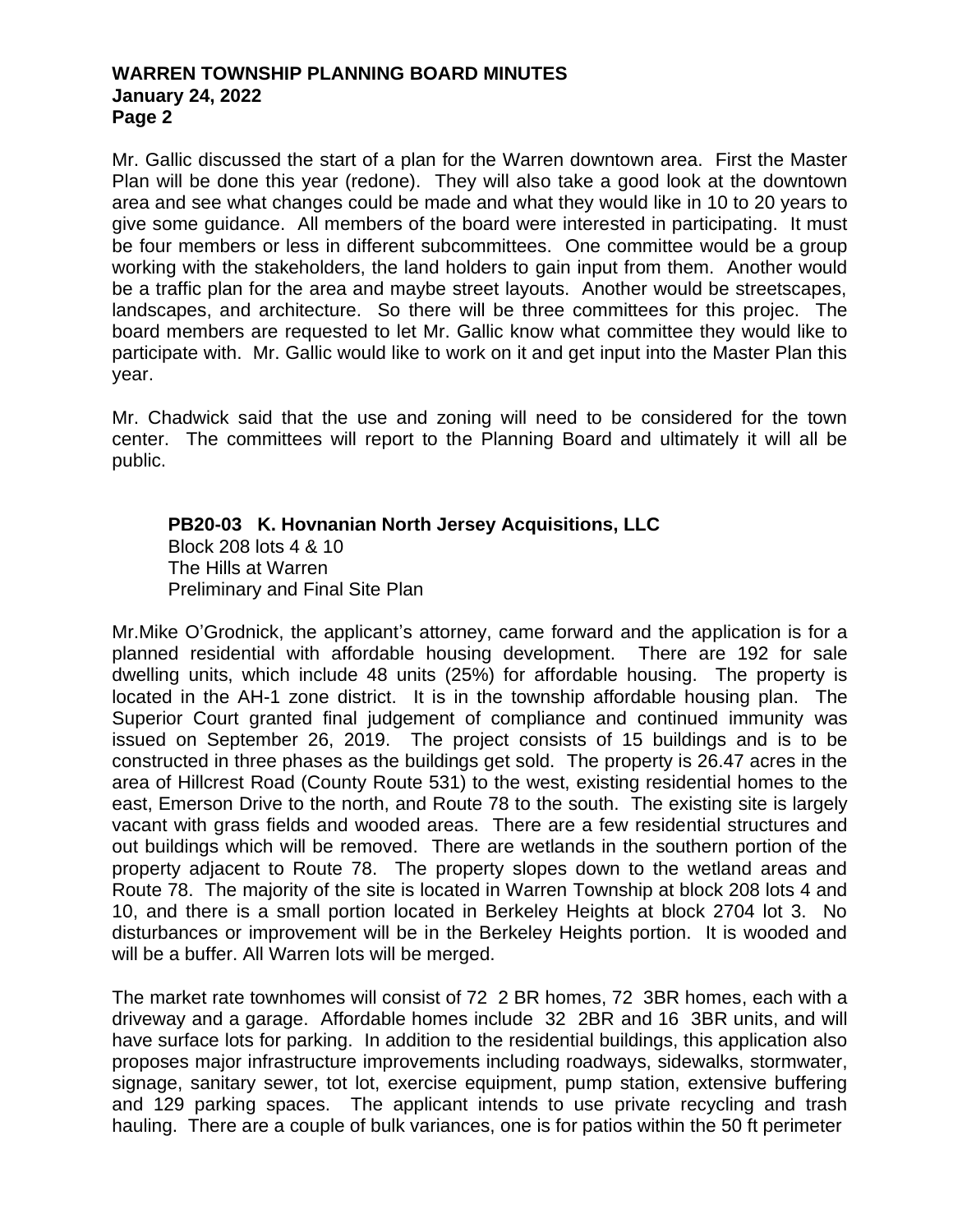Mr. Gallic discussed the start of a plan for the Warren downtown area. First the Master Plan will be done this year (redone). They will also take a good look at the downtown area and see what changes could be made and what they would like in 10 to 20 years to give some guidance. All members of the board were interested in participating. It must be four members or less in different subcommittees. One committee would be a group working with the stakeholders, the land holders to gain input from them. Another would be a traffic plan for the area and maybe street layouts. Another would be streetscapes, landscapes, and architecture. So there will be three committees for this projec. The board members are requested to let Mr. Gallic know what committee they would like to participate with. Mr. Gallic would like to work on it and get input into the Master Plan this year.

Mr. Chadwick said that the use and zoning will need to be considered for the town center. The committees will report to the Planning Board and ultimately it will all be public.

**PB20-03 K. Hovnanian North Jersey Acquisitions, LLC**
Block 208 lots 4 & 10
The Hills at Warren
Preliminary and Final Site Plan

Mr.Mike O'Grodnick, the applicant's attorney, came forward and the application is for a planned residential with affordable housing development. There are 192 for sale dwelling units, which include 48 units (25%) for affordable housing. The property is located in the AH-1 zone district. It is in the township affordable housing plan. The Superior Court granted final judgement of compliance and continued immunity was issued on September 26, 2019. The project consists of 15 buildings and is to be constructed in three phases as the buildings get sold. The property is 26.47 acres in the area of Hillcrest Road (County Route 531) to the west, existing residential homes to the east, Emerson Drive to the north, and Route 78 to the south. The existing site is largely vacant with grass fields and wooded areas. There are a few residential structures and out buildings which will be removed. There are wetlands in the southern portion of the property adjacent to Route 78. The property slopes down to the wetland areas and Route 78. The majority of the site is located in Warren Township at block 208 lots 4 and 10, and there is a small portion located in Berkeley Heights at block 2704 lot 3. No disturbances or improvement will be in the Berkeley Heights portion. It is wooded and will be a buffer. All Warren lots will be merged.

The market rate townhomes will consist of 72 2 BR homes, 72 3BR homes, each with a driveway and a garage. Affordable homes include 32 2BR and 16 3BR units, and will have surface lots for parking. In addition to the residential buildings, this application also proposes major infrastructure improvements including roadways, sidewalks, stormwater, signage, sanitary sewer, tot lot, exercise equipment, pump station, extensive buffering and 129 parking spaces. The applicant intends to use private recycling and trash hauling. There are a couple of bulk variances, one is for patios within the 50 ft perimeter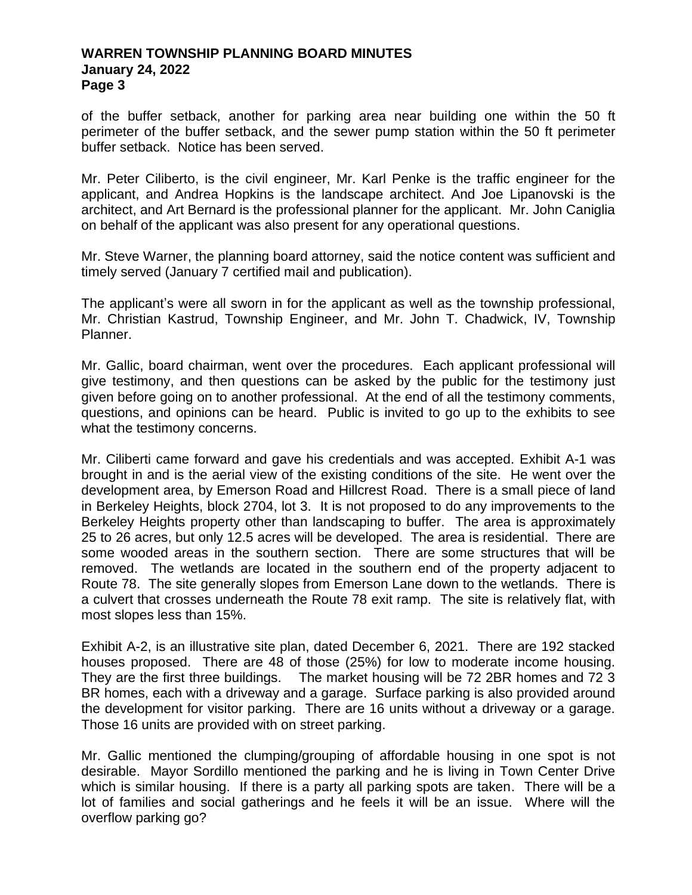of the buffer setback, another for parking area near building one within the 50 ft perimeter of the buffer setback, and the sewer pump station within the 50 ft perimeter buffer setback. Notice has been served.

Mr. Peter Ciliberto, is the civil engineer, Mr. Karl Penke is the traffic engineer for the applicant, and Andrea Hopkins is the landscape architect. And Joe Lipanovski is the architect, and Art Bernard is the professional planner for the applicant. Mr. John Caniglia on behalf of the applicant was also present for any operational questions.

Mr. Steve Warner, the planning board attorney, said the notice content was sufficient and timely served (January 7 certified mail and publication).

The applicant's were all sworn in for the applicant as well as the township professional, Mr. Christian Kastrud, Township Engineer, and Mr. John T. Chadwick, IV, Township Planner.

Mr. Gallic, board chairman, went over the procedures. Each applicant professional will give testimony, and then questions can be asked by the public for the testimony just given before going on to another professional. At the end of all the testimony comments, questions, and opinions can be heard. Public is invited to go up to the exhibits to see what the testimony concerns.

Mr. Ciliberti came forward and gave his credentials and was accepted. Exhibit A-1 was brought in and is the aerial view of the existing conditions of the site. He went over the development area, by Emerson Road and Hillcrest Road. There is a small piece of land in Berkeley Heights, block 2704, lot 3. It is not proposed to do any improvements to the Berkeley Heights property other than landscaping to buffer. The area is approximately 25 to 26 acres, but only 12.5 acres will be developed. The area is residential. There are some wooded areas in the southern section. There are some structures that will be removed. The wetlands are located in the southern end of the property adjacent to Route 78. The site generally slopes from Emerson Lane down to the wetlands. There is a culvert that crosses underneath the Route 78 exit ramp. The site is relatively flat, with most slopes less than 15%.

Exhibit A-2, is an illustrative site plan, dated December 6, 2021. There are 192 stacked houses proposed. There are 48 of those (25%) for low to moderate income housing. They are the first three buildings. The market housing will be 72 2BR homes and 72 3 BR homes, each with a driveway and a garage. Surface parking is also provided around the development for visitor parking. There are 16 units without a driveway or a garage. Those 16 units are provided with on street parking.

Mr. Gallic mentioned the clumping/grouping of affordable housing in one spot is not desirable. Mayor Sordillo mentioned the parking and he is living in Town Center Drive which is similar housing. If there is a party all parking spots are taken. There will be a lot of families and social gatherings and he feels it will be an issue. Where will the overflow parking go?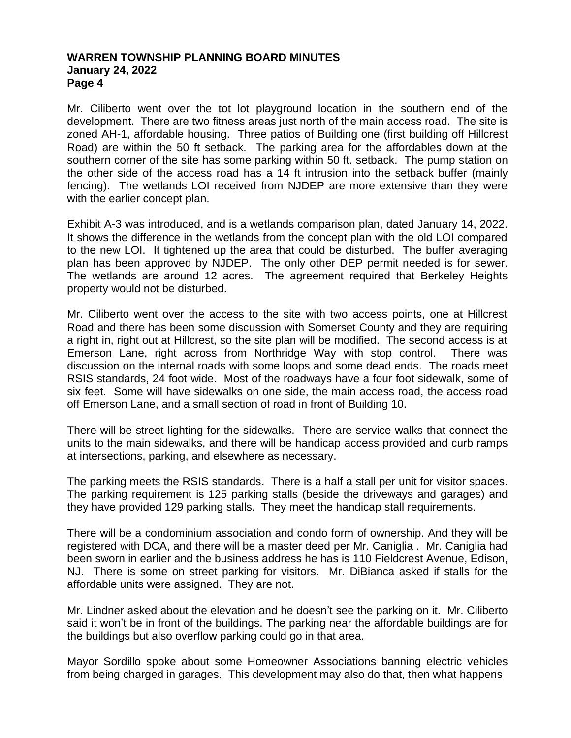Mr. Ciliberto went over the tot lot playground location in the southern end of the development. There are two fitness areas just north of the main access road. The site is zoned AH-1, affordable housing. Three patios of Building one (first building off Hillcrest Road) are within the 50 ft setback. The parking area for the affordables down at the southern corner of the site has some parking within 50 ft. setback. The pump station on the other side of the access road has a 14 ft intrusion into the setback buffer (mainly fencing). The wetlands LOI received from NJDEP are more extensive than they were with the earlier concept plan.

Exhibit A-3 was introduced, and is a wetlands comparison plan, dated January 14, 2022. It shows the difference in the wetlands from the concept plan with the old LOI compared to the new LOI. It tightened up the area that could be disturbed. The buffer averaging plan has been approved by NJDEP. The only other DEP permit needed is for sewer. The wetlands are around 12 acres. The agreement required that Berkeley Heights property would not be disturbed.

Mr. Ciliberto went over the access to the site with two access points, one at Hillcrest Road and there has been some discussion with Somerset County and they are requiring a right in, right out at Hillcrest, so the site plan will be modified. The second access is at Emerson Lane, right across from Northridge Way with stop control. There was discussion on the internal roads with some loops and some dead ends. The roads meet RSIS standards, 24 foot wide. Most of the roadways have a four foot sidewalk, some of six feet. Some will have sidewalks on one side, the main access road, the access road off Emerson Lane, and a small section of road in front of Building 10.

There will be street lighting for the sidewalks. There are service walks that connect the units to the main sidewalks, and there will be handicap access provided and curb ramps at intersections, parking, and elsewhere as necessary.

The parking meets the RSIS standards. There is a half a stall per unit for visitor spaces. The parking requirement is 125 parking stalls (beside the driveways and garages) and they have provided 129 parking stalls. They meet the handicap stall requirements.

There will be a condominium association and condo form of ownership. And they will be registered with DCA, and there will be a master deed per Mr. Caniglia . Mr. Caniglia had been sworn in earlier and the business address he has is 110 Fieldcrest Avenue, Edison, NJ. There is some on street parking for visitors. Mr. DiBianca asked if stalls for the affordable units were assigned. They are not.

Mr. Lindner asked about the elevation and he doesn't see the parking on it. Mr. Ciliberto said it won't be in front of the buildings. The parking near the affordable buildings are for the buildings but also overflow parking could go in that area.

Mayor Sordillo spoke about some Homeowner Associations banning electric vehicles from being charged in garages. This development may also do that, then what happens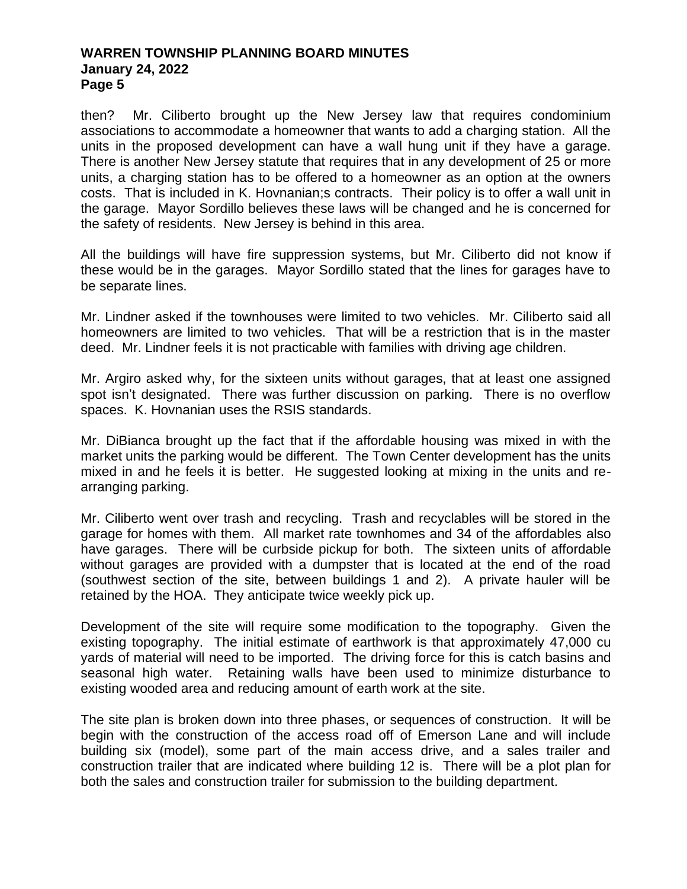then? Mr. Ciliberto brought up the New Jersey law that requires condominium associations to accommodate a homeowner that wants to add a charging station. All the units in the proposed development can have a wall hung unit if they have a garage. There is another New Jersey statute that requires that in any development of 25 or more units, a charging station has to be offered to a homeowner as an option at the owners costs. That is included in K. Hovnanian;s contracts. Their policy is to offer a wall unit in the garage. Mayor Sordillo believes these laws will be changed and he is concerned for the safety of residents. New Jersey is behind in this area.

All the buildings will have fire suppression systems, but Mr. Ciliberto did not know if these would be in the garages. Mayor Sordillo stated that the lines for garages have to be separate lines.

Mr. Lindner asked if the townhouses were limited to two vehicles. Mr. Ciliberto said all homeowners are limited to two vehicles. That will be a restriction that is in the master deed. Mr. Lindner feels it is not practicable with families with driving age children.

Mr. Argiro asked why, for the sixteen units without garages, that at least one assigned spot isn't designated. There was further discussion on parking. There is no overflow spaces. K. Hovnanian uses the RSIS standards.

Mr. DiBianca brought up the fact that if the affordable housing was mixed in with the market units the parking would be different. The Town Center development has the units mixed in and he feels it is better. He suggested looking at mixing in the units and re-arranging parking.

Mr. Ciliberto went over trash and recycling. Trash and recyclables will be stored in the garage for homes with them. All market rate townhomes and 34 of the affordables also have garages. There will be curbside pickup for both. The sixteen units of affordable without garages are provided with a dumpster that is located at the end of the road (southwest section of the site, between buildings 1 and 2). A private hauler will be retained by the HOA. They anticipate twice weekly pick up.

Development of the site will require some modification to the topography. Given the existing topography. The initial estimate of earthwork is that approximately 47,000 cu yards of material will need to be imported. The driving force for this is catch basins and seasonal high water. Retaining walls have been used to minimize disturbance to existing wooded area and reducing amount of earth work at the site.

The site plan is broken down into three phases, or sequences of construction. It will be begin with the construction of the access road off of Emerson Lane and will include building six (model), some part of the main access drive, and a sales trailer and construction trailer that are indicated where building 12 is. There will be a plot plan for both the sales and construction trailer for submission to the building department.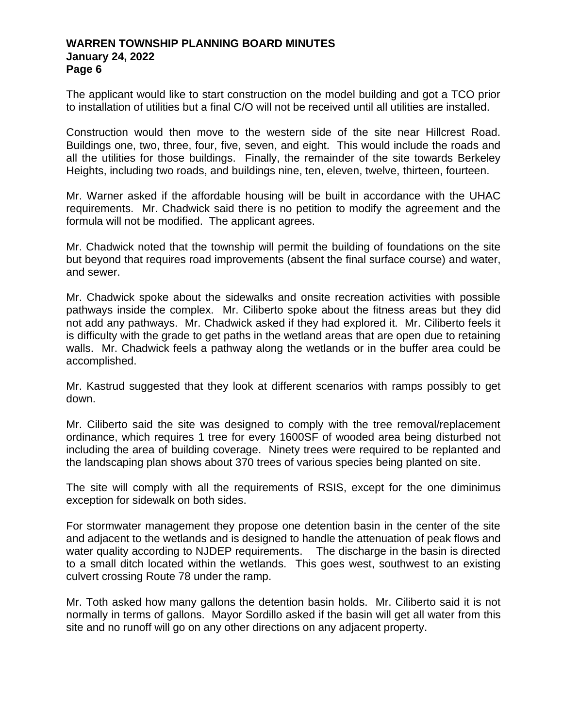The applicant would like to start construction on the model building and got a TCO prior to installation of utilities but a final C/O will not be received until all utilities are installed.

Construction would then move to the western side of the site near Hillcrest Road. Buildings one, two, three, four, five, seven, and eight. This would include the roads and all the utilities for those buildings. Finally, the remainder of the site towards Berkeley Heights, including two roads, and buildings nine, ten, eleven, twelve, thirteen, fourteen.

Mr. Warner asked if the affordable housing will be built in accordance with the UHAC requirements. Mr. Chadwick said there is no petition to modify the agreement and the formula will not be modified. The applicant agrees.

Mr. Chadwick noted that the township will permit the building of foundations on the site but beyond that requires road improvements (absent the final surface course) and water, and sewer.

Mr. Chadwick spoke about the sidewalks and onsite recreation activities with possible pathways inside the complex. Mr. Ciliberto spoke about the fitness areas but they did not add any pathways. Mr. Chadwick asked if they had explored it. Mr. Ciliberto feels it is difficulty with the grade to get paths in the wetland areas that are open due to retaining walls. Mr. Chadwick feels a pathway along the wetlands or in the buffer area could be accomplished.

Mr. Kastrud suggested that they look at different scenarios with ramps possibly to get down.

Mr. Ciliberto said the site was designed to comply with the tree removal/replacement ordinance, which requires 1 tree for every 1600SF of wooded area being disturbed not including the area of building coverage. Ninety trees were required to be replanted and the landscaping plan shows about 370 trees of various species being planted on site.

The site will comply with all the requirements of RSIS, except for the one diminimus exception for sidewalk on both sides.

For stormwater management they propose one detention basin in the center of the site and adjacent to the wetlands and is designed to handle the attenuation of peak flows and water quality according to NJDEP requirements. The discharge in the basin is directed to a small ditch located within the wetlands. This goes west, southwest to an existing culvert crossing Route 78 under the ramp.

Mr. Toth asked how many gallons the detention basin holds. Mr. Ciliberto said it is not normally in terms of gallons. Mayor Sordillo asked if the basin will get all water from this site and no runoff will go on any other directions on any adjacent property.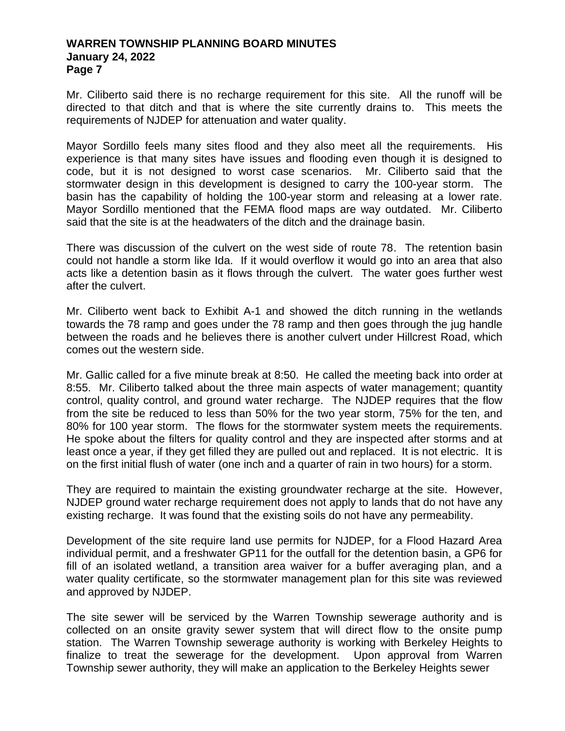Mr. Ciliberto said there is no recharge requirement for this site. All the runoff will be directed to that ditch and that is where the site currently drains to. This meets the requirements of NJDEP for attenuation and water quality.

Mayor Sordillo feels many sites flood and they also meet all the requirements. His experience is that many sites have issues and flooding even though it is designed to code, but it is not designed to worst case scenarios. Mr. Ciliberto said that the stormwater design in this development is designed to carry the 100-year storm. The basin has the capability of holding the 100-year storm and releasing at a lower rate. Mayor Sordillo mentioned that the FEMA flood maps are way outdated. Mr. Ciliberto said that the site is at the headwaters of the ditch and the drainage basin.

There was discussion of the culvert on the west side of route 78. The retention basin could not handle a storm like Ida. If it would overflow it would go into an area that also acts like a detention basin as it flows through the culvert. The water goes further west after the culvert.

Mr. Ciliberto went back to Exhibit A-1 and showed the ditch running in the wetlands towards the 78 ramp and goes under the 78 ramp and then goes through the jug handle between the roads and he believes there is another culvert under Hillcrest Road, which comes out the western side.

Mr. Gallic called for a five minute break at 8:50. He called the meeting back into order at 8:55. Mr. Ciliberto talked about the three main aspects of water management; quantity control, quality control, and ground water recharge. The NJDEP requires that the flow from the site be reduced to less than 50% for the two year storm, 75% for the ten, and 80% for 100 year storm. The flows for the stormwater system meets the requirements. He spoke about the filters for quality control and they are inspected after storms and at least once a year, if they get filled they are pulled out and replaced. It is not electric. It is on the first initial flush of water (one inch and a quarter of rain in two hours) for a storm.

They are required to maintain the existing groundwater recharge at the site. However, NJDEP ground water recharge requirement does not apply to lands that do not have any existing recharge. It was found that the existing soils do not have any permeability.

Development of the site require land use permits for NJDEP, for a Flood Hazard Area individual permit, and a freshwater GP11 for the outfall for the detention basin, a GP6 for fill of an isolated wetland, a transition area waiver for a buffer averaging plan, and a water quality certificate, so the stormwater management plan for this site was reviewed and approved by NJDEP.

The site sewer will be serviced by the Warren Township sewerage authority and is collected on an onsite gravity sewer system that will direct flow to the onsite pump station. The Warren Township sewerage authority is working with Berkeley Heights to finalize to treat the sewerage for the development. Upon approval from Warren Township sewer authority, they will make an application to the Berkeley Heights sewer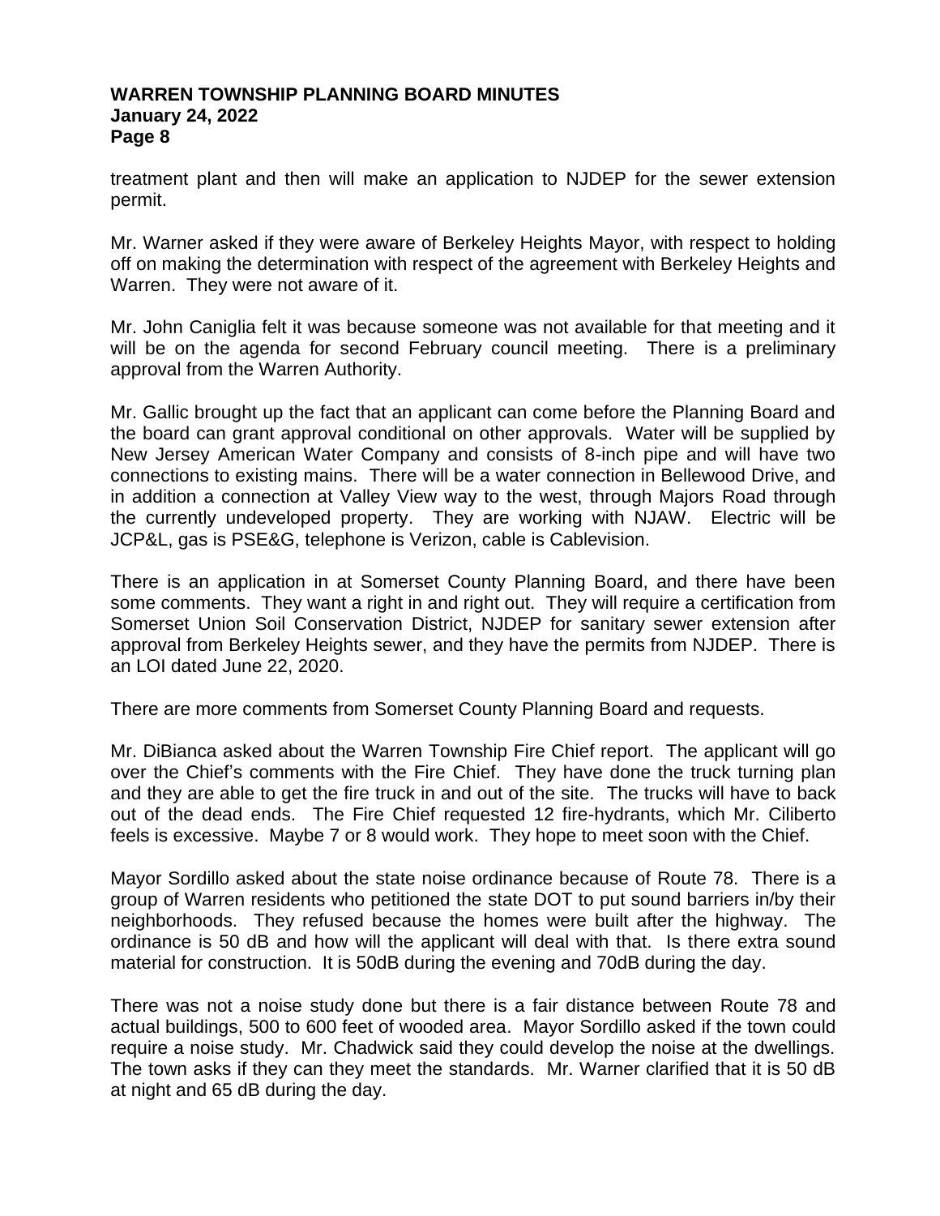treatment plant and then will make an application to NJDEP for the sewer extension permit.

Mr. Warner asked if they were aware of Berkeley Heights Mayor, with respect to holding off on making the determination with respect of the agreement with Berkeley Heights and Warren. They were not aware of it.

Mr. John Caniglia felt it was because someone was not available for that meeting and it will be on the agenda for second February council meeting. There is a preliminary approval from the Warren Authority.

Mr. Gallic brought up the fact that an applicant can come before the Planning Board and the board can grant approval conditional on other approvals. Water will be supplied by New Jersey American Water Company and consists of 8-inch pipe and will have two connections to existing mains. There will be a water connection in Bellewood Drive, and in addition a connection at Valley View way to the west, through Majors Road through the currently undeveloped property. They are working with NJAW. Electric will be JCP&L, gas is PSE&G, telephone is Verizon, cable is Cablevision.

There is an application in at Somerset County Planning Board, and there have been some comments. They want a right in and right out. They will require a certification from Somerset Union Soil Conservation District, NJDEP for sanitary sewer extension after approval from Berkeley Heights sewer, and they have the permits from NJDEP. There is an LOI dated June 22, 2020.

There are more comments from Somerset County Planning Board and requests.

Mr. DiBianca asked about the Warren Township Fire Chief report. The applicant will go over the Chief's comments with the Fire Chief. They have done the truck turning plan and they are able to get the fire truck in and out of the site. The trucks will have to back out of the dead ends. The Fire Chief requested 12 fire-hydrants, which Mr. Ciliberto feels is excessive. Maybe 7 or 8 would work. They hope to meet soon with the Chief.

Mayor Sordillo asked about the state noise ordinance because of Route 78. There is a group of Warren residents who petitioned the state DOT to put sound barriers in/by their neighborhoods. They refused because the homes were built after the highway. The ordinance is 50 dB and how will the applicant will deal with that. Is there extra sound material for construction. It is 50dB during the evening and 70dB during the day.

There was not a noise study done but there is a fair distance between Route 78 and actual buildings, 500 to 600 feet of wooded area. Mayor Sordillo asked if the town could require a noise study. Mr. Chadwick said they could develop the noise at the dwellings. The town asks if they can they meet the standards. Mr. Warner clarified that it is 50 dB at night and 65 dB during the day.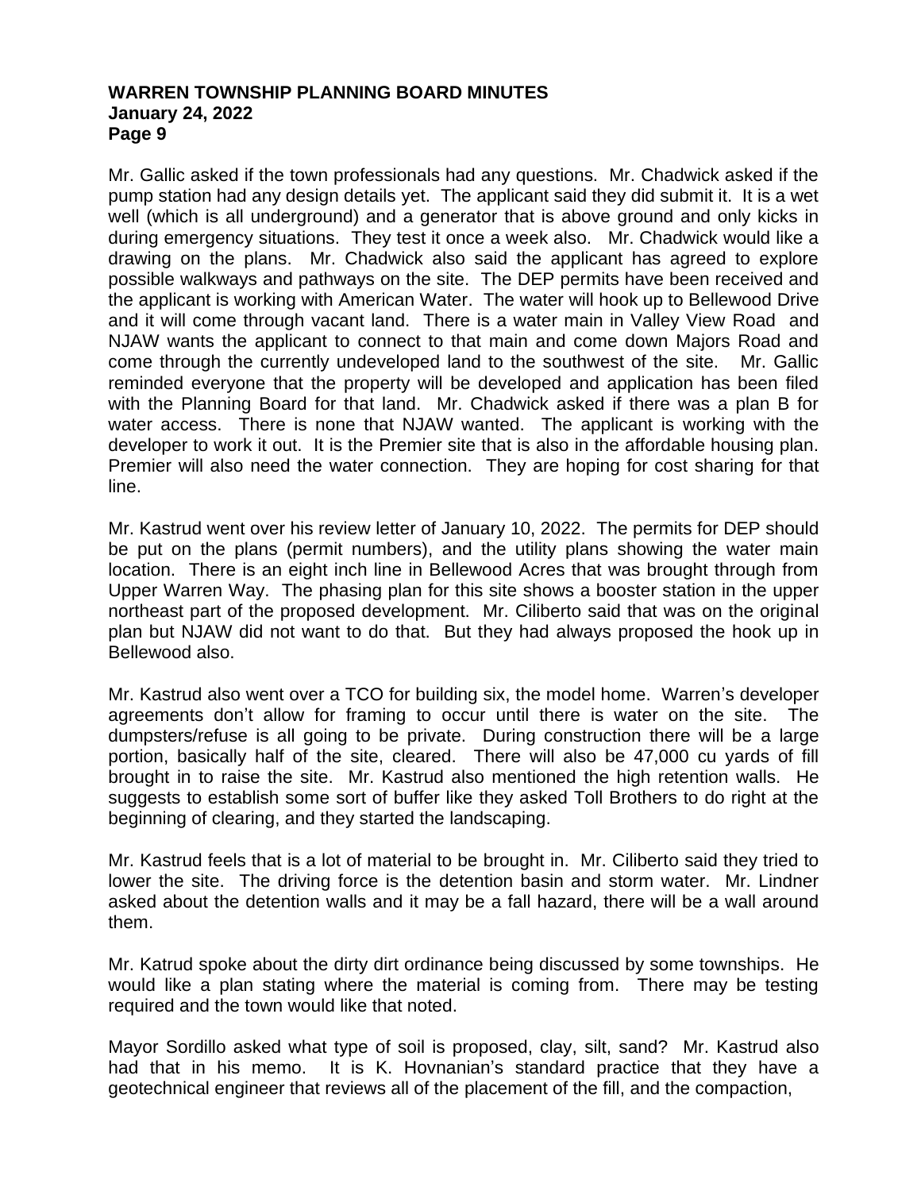Mr. Gallic asked if the town professionals had any questions. Mr. Chadwick asked if the pump station had any design details yet. The applicant said they did submit it. It is a wet well (which is all underground) and a generator that is above ground and only kicks in during emergency situations. They test it once a week also. Mr. Chadwick would like a drawing on the plans. Mr. Chadwick also said the applicant has agreed to explore possible walkways and pathways on the site. The DEP permits have been received and the applicant is working with American Water. The water will hook up to Bellewood Drive and it will come through vacant land. There is a water main in Valley View Road and NJAW wants the applicant to connect to that main and come down Majors Road and come through the currently undeveloped land to the southwest of the site. Mr. Gallic reminded everyone that the property will be developed and application has been filed with the Planning Board for that land. Mr. Chadwick asked if there was a plan B for water access. There is none that NJAW wanted. The applicant is working with the developer to work it out. It is the Premier site that is also in the affordable housing plan. Premier will also need the water connection. They are hoping for cost sharing for that line.

Mr. Kastrud went over his review letter of January 10, 2022. The permits for DEP should be put on the plans (permit numbers), and the utility plans showing the water main location. There is an eight inch line in Bellewood Acres that was brought through from Upper Warren Way. The phasing plan for this site shows a booster station in the upper northeast part of the proposed development. Mr. Ciliberto said that was on the original plan but NJAW did not want to do that. But they had always proposed the hook up in Bellewood also.

Mr. Kastrud also went over a TCO for building six, the model home. Warren's developer agreements don't allow for framing to occur until there is water on the site. The dumpsters/refuse is all going to be private. During construction there will be a large portion, basically half of the site, cleared. There will also be 47,000 cu yards of fill brought in to raise the site. Mr. Kastrud also mentioned the high retention walls. He suggests to establish some sort of buffer like they asked Toll Brothers to do right at the beginning of clearing, and they started the landscaping.

Mr. Kastrud feels that is a lot of material to be brought in. Mr. Ciliberto said they tried to lower the site. The driving force is the detention basin and storm water. Mr. Lindner asked about the detention walls and it may be a fall hazard, there will be a wall around them.

Mr. Katrud spoke about the dirty dirt ordinance being discussed by some townships. He would like a plan stating where the material is coming from. There may be testing required and the town would like that noted.

Mayor Sordillo asked what type of soil is proposed, clay, silt, sand? Mr. Kastrud also had that in his memo. It is K. Hovnanian's standard practice that they have a geotechnical engineer that reviews all of the placement of the fill, and the compaction,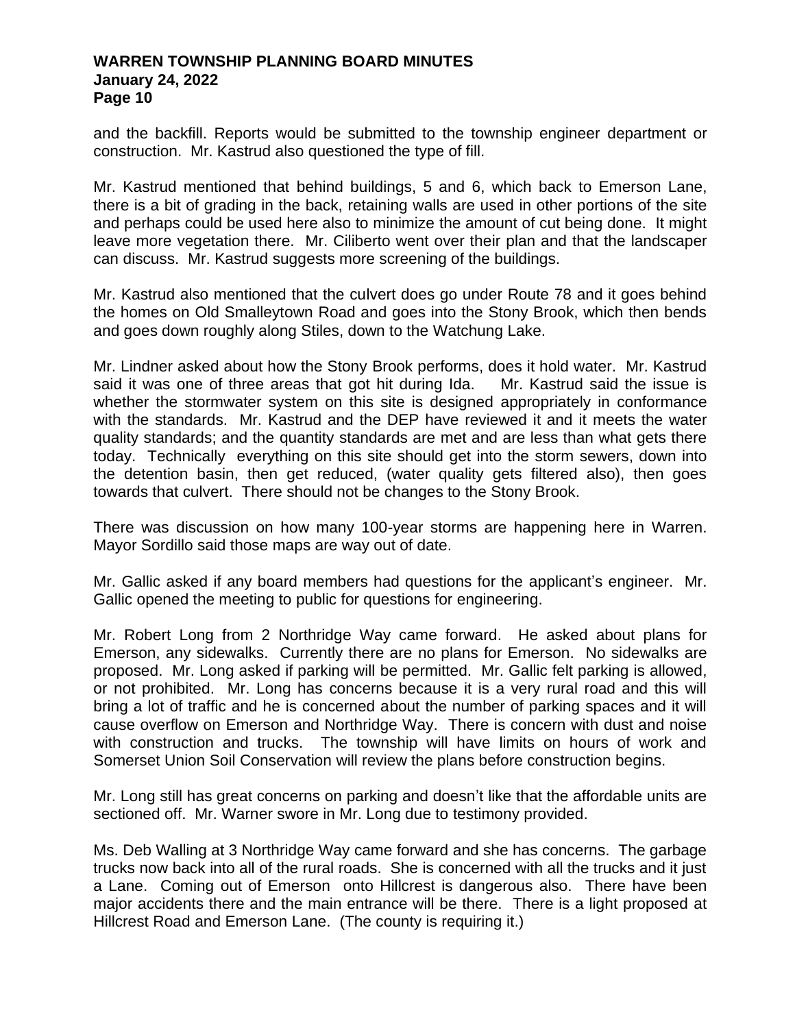and the backfill. Reports would be submitted to the township engineer department or construction. Mr. Kastrud also questioned the type of fill.

Mr. Kastrud mentioned that behind buildings, 5 and 6, which back to Emerson Lane, there is a bit of grading in the back, retaining walls are used in other portions of the site and perhaps could be used here also to minimize the amount of cut being done. It might leave more vegetation there. Mr. Ciliberto went over their plan and that the landscaper can discuss. Mr. Kastrud suggests more screening of the buildings.

Mr. Kastrud also mentioned that the culvert does go under Route 78 and it goes behind the homes on Old Smalleytown Road and goes into the Stony Brook, which then bends and goes down roughly along Stiles, down to the Watchung Lake.

Mr. Lindner asked about how the Stony Brook performs, does it hold water. Mr. Kastrud said it was one of three areas that got hit during Ida. Mr. Kastrud said the issue is whether the stormwater system on this site is designed appropriately in conformance with the standards. Mr. Kastrud and the DEP have reviewed it and it meets the water quality standards; and the quantity standards are met and are less than what gets there today. Technically everything on this site should get into the storm sewers, down into the detention basin, then get reduced, (water quality gets filtered also), then goes towards that culvert. There should not be changes to the Stony Brook.

There was discussion on how many 100-year storms are happening here in Warren. Mayor Sordillo said those maps are way out of date.

Mr. Gallic asked if any board members had questions for the applicant's engineer. Mr. Gallic opened the meeting to public for questions for engineering.

Mr. Robert Long from 2 Northridge Way came forward. He asked about plans for Emerson, any sidewalks. Currently there are no plans for Emerson. No sidewalks are proposed. Mr. Long asked if parking will be permitted. Mr. Gallic felt parking is allowed, or not prohibited. Mr. Long has concerns because it is a very rural road and this will bring a lot of traffic and he is concerned about the number of parking spaces and it will cause overflow on Emerson and Northridge Way. There is concern with dust and noise with construction and trucks. The township will have limits on hours of work and Somerset Union Soil Conservation will review the plans before construction begins.

Mr. Long still has great concerns on parking and doesn't like that the affordable units are sectioned off. Mr. Warner swore in Mr. Long due to testimony provided.

Ms. Deb Walling at 3 Northridge Way came forward and she has concerns. The garbage trucks now back into all of the rural roads. She is concerned with all the trucks and it just a Lane. Coming out of Emerson onto Hillcrest is dangerous also. There have been major accidents there and the main entrance will be there. There is a light proposed at Hillcrest Road and Emerson Lane. (The county is requiring it.)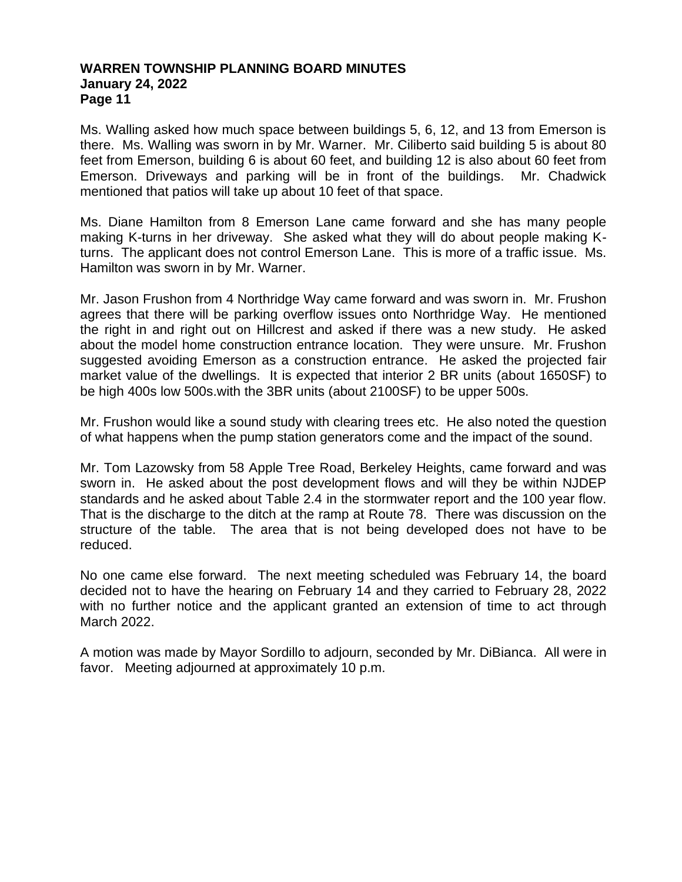Ms. Walling asked how much space between buildings 5, 6, 12, and 13 from Emerson is there. Ms. Walling was sworn in by Mr. Warner. Mr. Ciliberto said building 5 is about 80 feet from Emerson, building 6 is about 60 feet, and building 12 is also about 60 feet from Emerson. Driveways and parking will be in front of the buildings. Mr. Chadwick mentioned that patios will take up about 10 feet of that space.

Ms. Diane Hamilton from 8 Emerson Lane came forward and she has many people making K-turns in her driveway. She asked what they will do about people making K-turns. The applicant does not control Emerson Lane. This is more of a traffic issue. Ms. Hamilton was sworn in by Mr. Warner.

Mr. Jason Frushon from 4 Northridge Way came forward and was sworn in. Mr. Frushon agrees that there will be parking overflow issues onto Northridge Way. He mentioned the right in and right out on Hillcrest and asked if there was a new study. He asked about the model home construction entrance location. They were unsure. Mr. Frushon suggested avoiding Emerson as a construction entrance. He asked the projected fair market value of the dwellings. It is expected that interior 2 BR units (about 1650SF) to be high 400s low 500s.with the 3BR units (about 2100SF) to be upper 500s.

Mr. Frushon would like a sound study with clearing trees etc. He also noted the question of what happens when the pump station generators come and the impact of the sound.

Mr. Tom Lazowsky from 58 Apple Tree Road, Berkeley Heights, came forward and was sworn in. He asked about the post development flows and will they be within NJDEP standards and he asked about Table 2.4 in the stormwater report and the 100 year flow. That is the discharge to the ditch at the ramp at Route 78. There was discussion on the structure of the table. The area that is not being developed does not have to be reduced.

No one came else forward. The next meeting scheduled was February 14, the board decided not to have the hearing on February 14 and they carried to February 28, 2022 with no further notice and the applicant granted an extension of time to act through March 2022.

A motion was made by Mayor Sordillo to adjourn, seconded by Mr. DiBianca. All were in favor. Meeting adjourned at approximately 10 p.m.